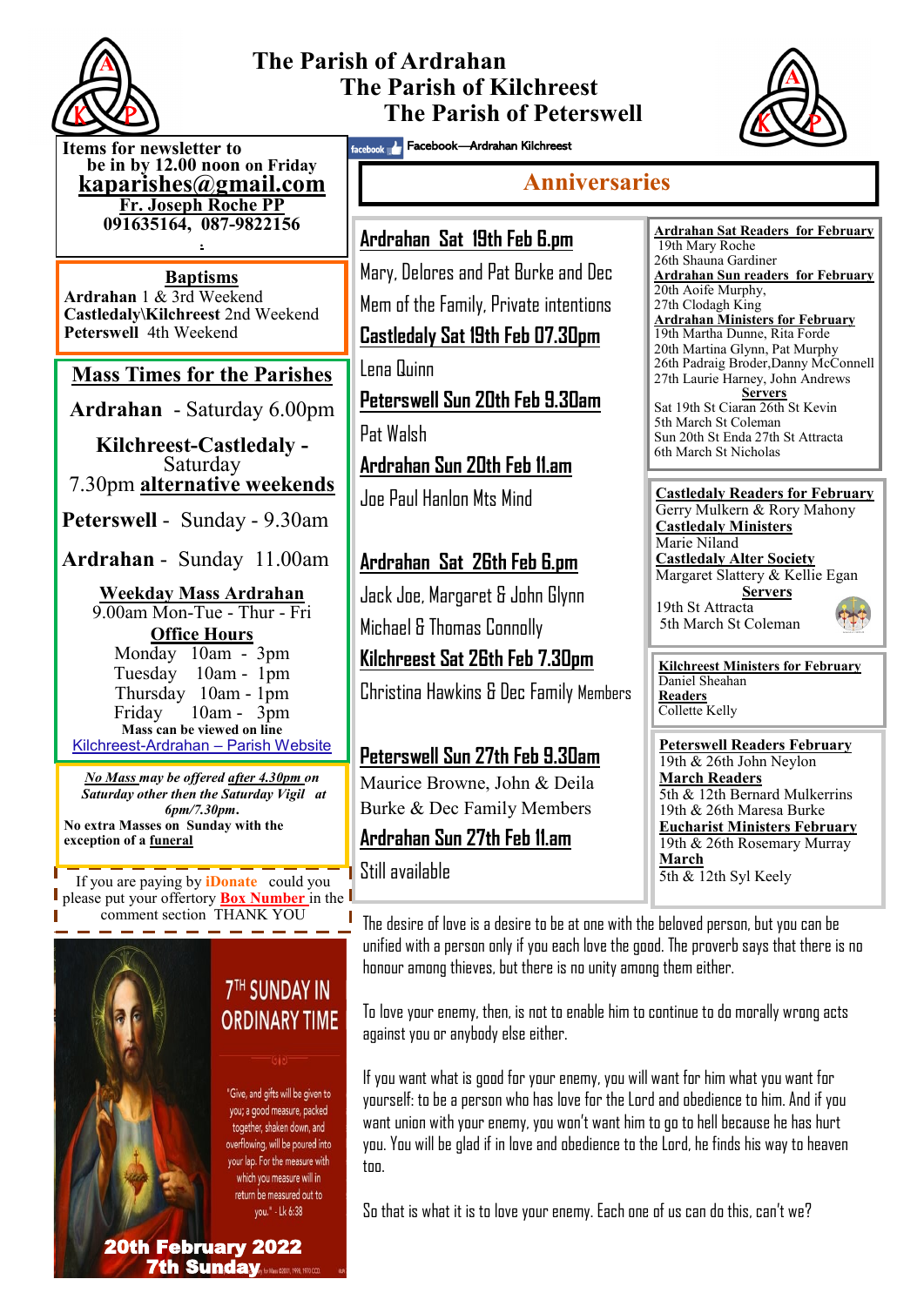# The Parish of Ardrahan
# The Parish of Kilchreest
# The Parish of Peterswell

Facebook—Ardrahan Kilchreest

**Items for newsletter to be in by 12.00 noon on Friday**
**kaparishes@gmail.com**
**Fr. Joseph Roche PP**
**091635164, 087-9822156**

## Baptisms

**Ardrahan** 1 & 3rd Weekend
**Castledaly\Kilchreest** 2nd Weekend
**Peterswell** 4th Weekend

## Mass Times for the Parishes

**Ardrahan** - Saturday 6.00pm

**Kilchreest-Castledaly** - Saturday 7.30pm **alternative weekends**

**Peterswell** - Sunday - 9.30am

**Ardrahan** - Sunday 11.00am

**Weekday Mass Ardrahan**
9.00am Mon-Tue - Thur - Fri

**Office Hours**
Monday 10am - 3pm
Tuesday 10am - 1pm
Thursday 10am - 1pm
Friday 10am - 3pm

**Mass can be viewed on line**
Kilchreest-Ardrahan – Parish Website

***No Mass** may be offered **after 4.30pm** on Saturday other then the Saturday Vigil at 6pm/7.30pm.*
**No extra Masses on Sunday with the exception of a funeral**

If you are paying by **iDonate** could you please put your offertory **Box Number** in the comment section THANK YOU

7TH SUNDAY IN ORDINARY TIME

"Give, and gifts will be given to you; a good measure, packed together, shaken down, and overflowing, will be poured into your lap. For the measure with which you measure will in return be measured out to you." - Lk 6:38

**20th February 2022**
**7th Sunday**

## Anniversaries

**Ardrahan Sat 19th Feb 6.pm**
Mary, Delores and Pat Burke and Dec
Mem of the Family, Private intentions

**Castledaly Sat 19th Feb 07.30pm**
Lena Quinn

**Peterswell Sun 20th Feb 9.30am**
Pat Walsh

**Ardrahan Sun 20th Feb 11.am**
Joe Paul Hanlon Mts Mind

**Ardrahan Sat 26th Feb 6.pm**
Jack Joe, Margaret & John Glynn
Michael & Thomas Connolly

**Kilchreest Sat 26th Feb 7.30pm**
Christina Hawkins & Dec Family Members

**Peterswell Sun 27th Feb 9.30am**
Maurice Browne, John & Deila Burke & Dec Family Members

**Ardrahan Sun 27th Feb 11.am**
Still available

**Ardrahan Sat Readers for February**
19th Mary Roche
26th Shauna Gardiner

**Ardrahan Sun readers for February**
20th Aoife Murphy,
27th Clodagh King

**Ardrahan Ministers for February**
19th Martha Dunne, Rita Forde
20th Martina Glynn, Pat Murphy
26th Padraig Broder, Danny McConnell
27th Laurie Harney, John Andrews

**Servers**
Sat 19th St Ciaran 26th St Kevin
5th March St Coleman
Sun 20th St Enda 27th St Attracta
6th March St Nicholas

**Castledaly Readers for February**
Gerry Mulkern & Rory Mahony

**Castledaly Ministers**
Marie Niland

**Castledaly Alter Society**
Margaret Slattery & Kellie Egan

**Servers**
19th St Attracta
5th March St Coleman

**Kilchreest Ministers for February**
Daniel Sheahan

**Readers**
Collette Kelly

**Peterswell Readers February**
19th & 26th John Neylon

**March Readers**
5th & 12th Bernard Mulkerrins
19th & 26th Maresa Burke

**Eucharist Ministers February**
19th & 26th Rosemary Murray

**March**
5th & 12th Syl Keely

The desire of love is a desire to be at one with the beloved person, but you can be unified with a person only if you each love the good. The proverb says that there is no honour among thieves, but there is no unity among them either.

To love your enemy, then, is not to enable him to continue to do morally wrong acts against you or anybody else either.

If you want what is good for your enemy, you will want for him what you want for yourself: to be a person who has love for the Lord and obedience to him. And if you want union with your enemy, you won't want him to go to hell because he has hurt you. You will be glad if in love and obedience to the Lord, he finds his way to heaven too.

So that is what it is to love your enemy. Each one of us can do this, can't we?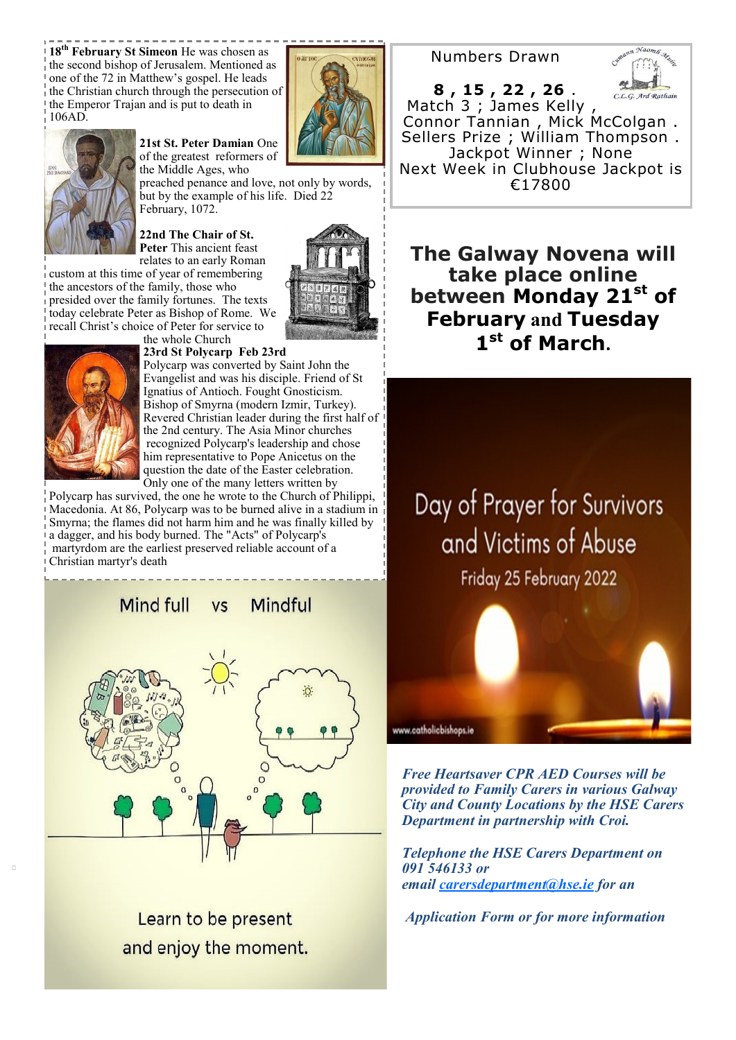**18th February St Simeon** He was chosen as the second bishop of Jerusalem. Mentioned as one of the 72 in Matthew's gospel. He leads the Christian church through the persecution of the Emperor Trajan and is put to death in 106AD.

**21st St. Peter Damian** One of the greatest reformers of the Middle Ages, who preached penance and love, not only by words, but by the example of his life. Died 22 February, 1072.

**22nd The Chair of St. Peter** This ancient feast relates to an early Roman custom at this time of year of remembering the ancestors of the family, those who presided over the family fortunes. The texts today celebrate Peter as Bishop of Rome. We recall Christ's choice of Peter for service to the whole Church

**23rd St Polycarp Feb 23rd**
Polycarp was converted by Saint John the Evangelist and was his disciple. Friend of St Ignatius of Antioch. Fought Gnosticism. Bishop of Smyrna (modern Izmir, Turkey). Revered Christian leader during the first half of the 2nd century. The Asia Minor churches recognized Polycarp's leadership and chose him representative to Pope Anicetus on the question the date of the Easter celebration. Only one of the many letters written by Polycarp has survived, the one he wrote to the Church of Philippi, Macedonia. At 86, Polycarp was to be burned alive in a stadium in Smyrna; the flames did not harm him and he was finally killed by a dagger, and his body burned. The "Acts" of Polycarp's martyrdom are the earliest preserved reliable account of a Christian martyr's death

Mind full vs Mindful

Learn to be present and enjoy the moment.

Numbers Drawn

**8 , 15 , 22 , 26 .**
Match 3 ; James Kelly , Connor Tannian , Mick McColgan .
Sellers Prize ; William Thompson .
Jackpot Winner ; None
Next Week in Clubhouse Jackpot is €17800

## The Galway Novena will take place online between Monday 21st of February and Tuesday 1st of March.

Day of Prayer for Survivors and Victims of Abuse

Friday 25 February 2022

www.catholicbishops.ie

*Free Heartsaver CPR AED Courses will be provided to Family Carers in various Galway City and County Locations by the HSE Carers Department in partnership with Croi.*

*Telephone the HSE Carers Department on 091 546133 or email carersdepartment@hse.ie for an*

*Application Form or for more information*